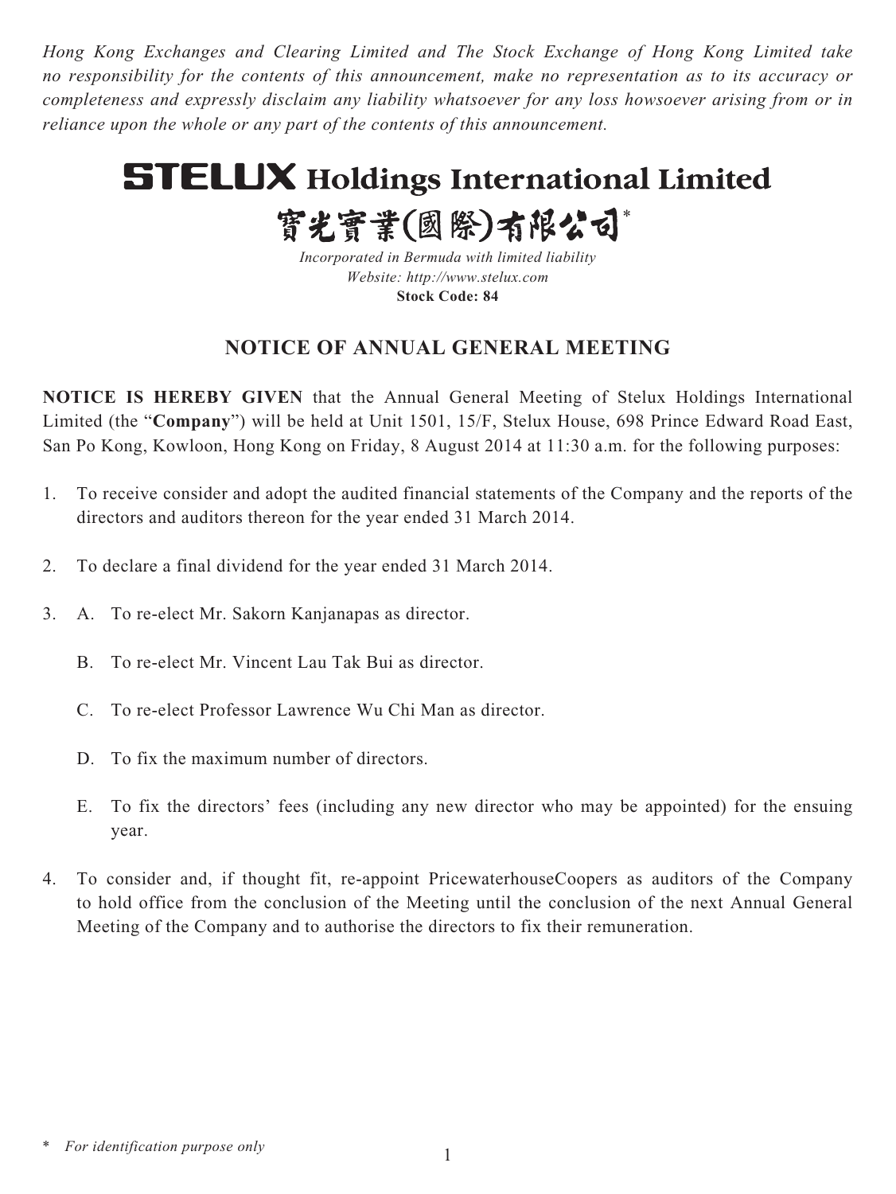*Hong Kong Exchanges and Clearing Limited and The Stock Exchange of Hong Kong Limited take no responsibility for the contents of this announcement, make no representation as to its accuracy or completeness and expressly disclaim any liability whatsoever for any loss howsoever arising from or in reliance upon the whole or any part of the contents of this announcement.*

# STELUX Holdings International Limited

# 寶光實業(國際)有限公司*

*Incorporated in Bermuda with limited liability*
*Website: http://www.stelux.com*
**Stock Code: 84**

## NOTICE OF ANNUAL GENERAL MEETING

**NOTICE IS HEREBY GIVEN** that the Annual General Meeting of Stelux Holdings International Limited (the "**Company**") will be held at Unit 1501, 15/F, Stelux House, 698 Prince Edward Road East, San Po Kong, Kowloon, Hong Kong on Friday, 8 August 2014 at 11:30 a.m. for the following purposes:

1. To receive consider and adopt the audited financial statements of the Company and the reports of the directors and auditors thereon for the year ended 31 March 2014.

2. To declare a final dividend for the year ended 31 March 2014.

3. A. To re-elect Mr. Sakorn Kanjanapas as director.

   B. To re-elect Mr. Vincent Lau Tak Bui as director.

   C. To re-elect Professor Lawrence Wu Chi Man as director.

   D. To fix the maximum number of directors.

   E. To fix the directors' fees (including any new director who may be appointed) for the ensuing year.

4. To consider and, if thought fit, re-appoint PricewaterhouseCoopers as auditors of the Company to hold office from the conclusion of the Meeting until the conclusion of the next Annual General Meeting of the Company and to authorise the directors to fix their remuneration.

\* *For identification purpose only*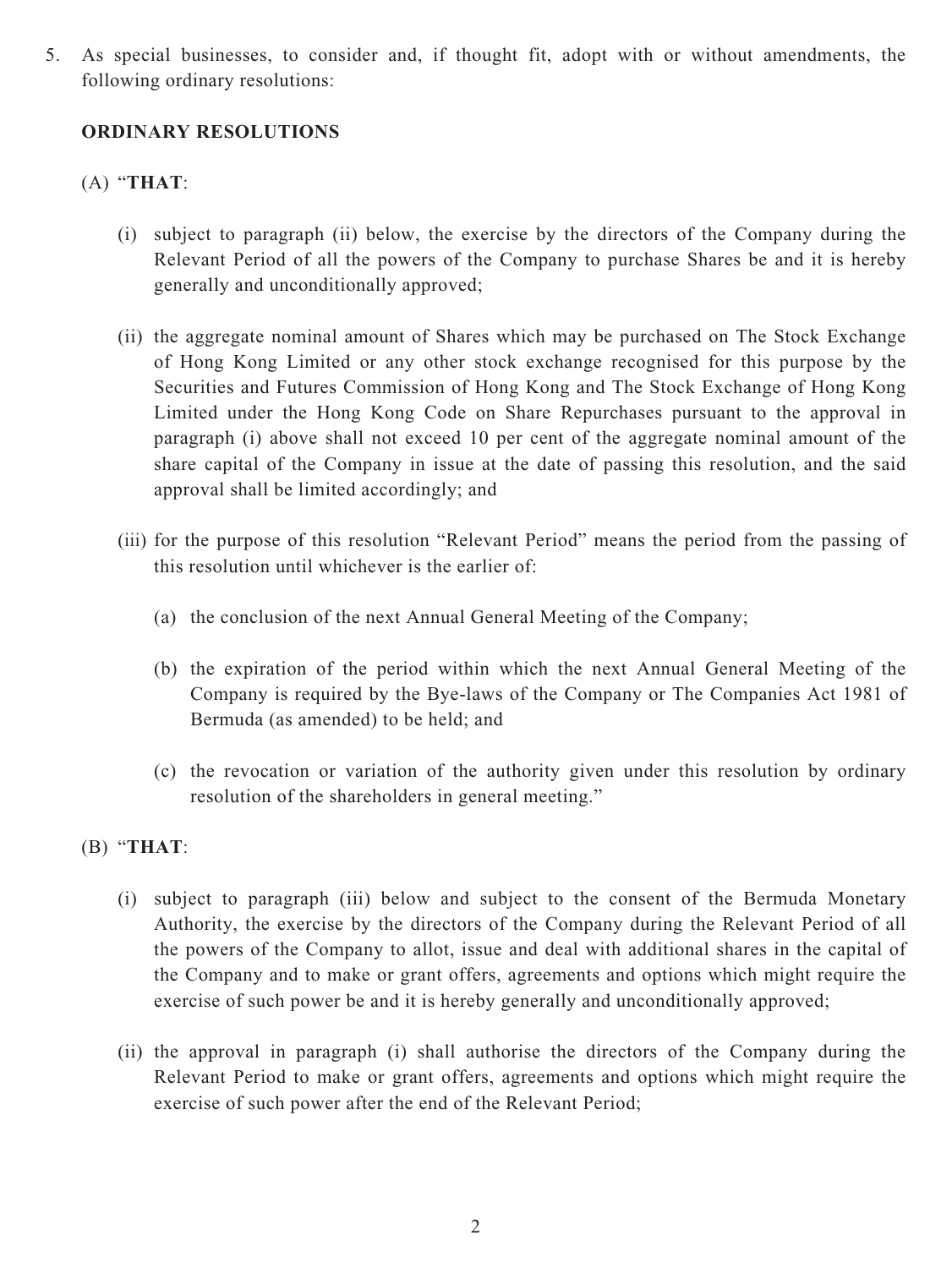5. As special businesses, to consider and, if thought fit, adopt with or without amendments, the following ordinary resolutions:

**ORDINARY RESOLUTIONS**

(A) "**THAT**:

(i) subject to paragraph (ii) below, the exercise by the directors of the Company during the Relevant Period of all the powers of the Company to purchase Shares be and it is hereby generally and unconditionally approved;

(ii) the aggregate nominal amount of Shares which may be purchased on The Stock Exchange of Hong Kong Limited or any other stock exchange recognised for this purpose by the Securities and Futures Commission of Hong Kong and The Stock Exchange of Hong Kong Limited under the Hong Kong Code on Share Repurchases pursuant to the approval in paragraph (i) above shall not exceed 10 per cent of the aggregate nominal amount of the share capital of the Company in issue at the date of passing this resolution, and the said approval shall be limited accordingly; and

(iii) for the purpose of this resolution "Relevant Period" means the period from the passing of this resolution until whichever is the earlier of:

(a) the conclusion of the next Annual General Meeting of the Company;

(b) the expiration of the period within which the next Annual General Meeting of the Company is required by the Bye-laws of the Company or The Companies Act 1981 of Bermuda (as amended) to be held; and

(c) the revocation or variation of the authority given under this resolution by ordinary resolution of the shareholders in general meeting."

(B) "**THAT**:

(i) subject to paragraph (iii) below and subject to the consent of the Bermuda Monetary Authority, the exercise by the directors of the Company during the Relevant Period of all the powers of the Company to allot, issue and deal with additional shares in the capital of the Company and to make or grant offers, agreements and options which might require the exercise of such power be and it is hereby generally and unconditionally approved;

(ii) the approval in paragraph (i) shall authorise the directors of the Company during the Relevant Period to make or grant offers, agreements and options which might require the exercise of such power after the end of the Relevant Period;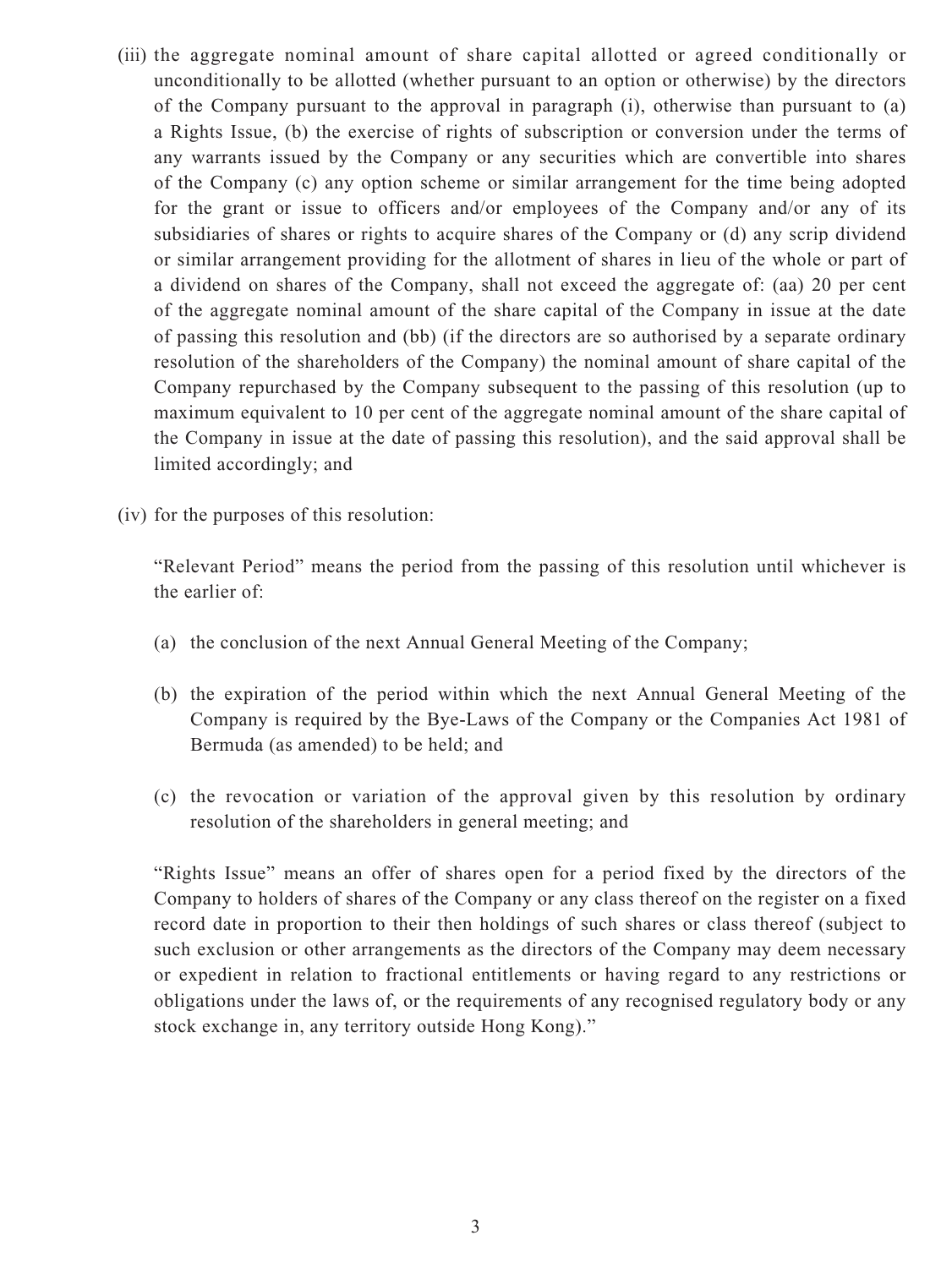(iii) the aggregate nominal amount of share capital allotted or agreed conditionally or unconditionally to be allotted (whether pursuant to an option or otherwise) by the directors of the Company pursuant to the approval in paragraph (i), otherwise than pursuant to (a) a Rights Issue, (b) the exercise of rights of subscription or conversion under the terms of any warrants issued by the Company or any securities which are convertible into shares of the Company (c) any option scheme or similar arrangement for the time being adopted for the grant or issue to officers and/or employees of the Company and/or any of its subsidiaries of shares or rights to acquire shares of the Company or (d) any scrip dividend or similar arrangement providing for the allotment of shares in lieu of the whole or part of a dividend on shares of the Company, shall not exceed the aggregate of: (aa) 20 per cent of the aggregate nominal amount of the share capital of the Company in issue at the date of passing this resolution and (bb) (if the directors are so authorised by a separate ordinary resolution of the shareholders of the Company) the nominal amount of share capital of the Company repurchased by the Company subsequent to the passing of this resolution (up to maximum equivalent to 10 per cent of the aggregate nominal amount of the share capital of the Company in issue at the date of passing this resolution), and the said approval shall be limited accordingly; and

(iv) for the purposes of this resolution:

"Relevant Period" means the period from the passing of this resolution until whichever is the earlier of:

(a) the conclusion of the next Annual General Meeting of the Company;

(b) the expiration of the period within which the next Annual General Meeting of the Company is required by the Bye-Laws of the Company or the Companies Act 1981 of Bermuda (as amended) to be held; and

(c) the revocation or variation of the approval given by this resolution by ordinary resolution of the shareholders in general meeting; and

"Rights Issue" means an offer of shares open for a period fixed by the directors of the Company to holders of shares of the Company or any class thereof on the register on a fixed record date in proportion to their then holdings of such shares or class thereof (subject to such exclusion or other arrangements as the directors of the Company may deem necessary or expedient in relation to fractional entitlements or having regard to any restrictions or obligations under the laws of, or the requirements of any recognised regulatory body or any stock exchange in, any territory outside Hong Kong)."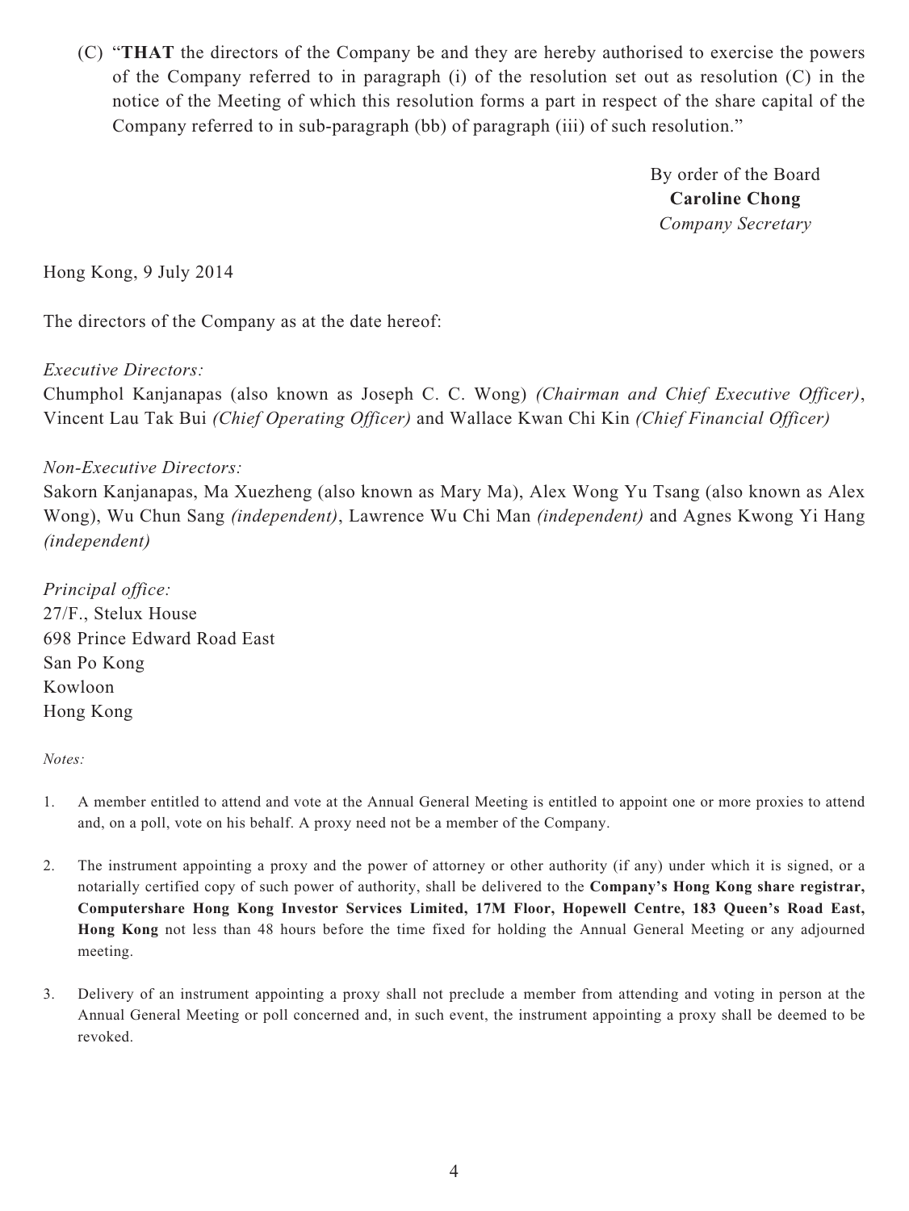(C) "**THAT** the directors of the Company be and they are hereby authorised to exercise the powers of the Company referred to in paragraph (i) of the resolution set out as resolution (C) in the notice of the Meeting of which this resolution forms a part in respect of the share capital of the Company referred to in sub-paragraph (bb) of paragraph (iii) of such resolution."

By order of the Board
**Caroline Chong**
*Company Secretary*

Hong Kong, 9 July 2014

The directors of the Company as at the date hereof:

*Executive Directors:*
Chumphol Kanjanapas (also known as Joseph C. C. Wong) *(Chairman and Chief Executive Officer)*, Vincent Lau Tak Bui *(Chief Operating Officer)* and Wallace Kwan Chi Kin *(Chief Financial Officer)*

*Non-Executive Directors:*
Sakorn Kanjanapas, Ma Xuezheng (also known as Mary Ma), Alex Wong Yu Tsang (also known as Alex Wong), Wu Chun Sang *(independent)*, Lawrence Wu Chi Man *(independent)* and Agnes Kwong Yi Hang *(independent)*

*Principal office:*
27/F., Stelux House
698 Prince Edward Road East
San Po Kong
Kowloon
Hong Kong

*Notes:*

1. A member entitled to attend and vote at the Annual General Meeting is entitled to appoint one or more proxies to attend and, on a poll, vote on his behalf. A proxy need not be a member of the Company.

2. The instrument appointing a proxy and the power of attorney or other authority (if any) under which it is signed, or a notarially certified copy of such power of authority, shall be delivered to the **Company's Hong Kong share registrar, Computershare Hong Kong Investor Services Limited, 17M Floor, Hopewell Centre, 183 Queen's Road East, Hong Kong** not less than 48 hours before the time fixed for holding the Annual General Meeting or any adjourned meeting.

3. Delivery of an instrument appointing a proxy shall not preclude a member from attending and voting in person at the Annual General Meeting or poll concerned and, in such event, the instrument appointing a proxy shall be deemed to be revoked.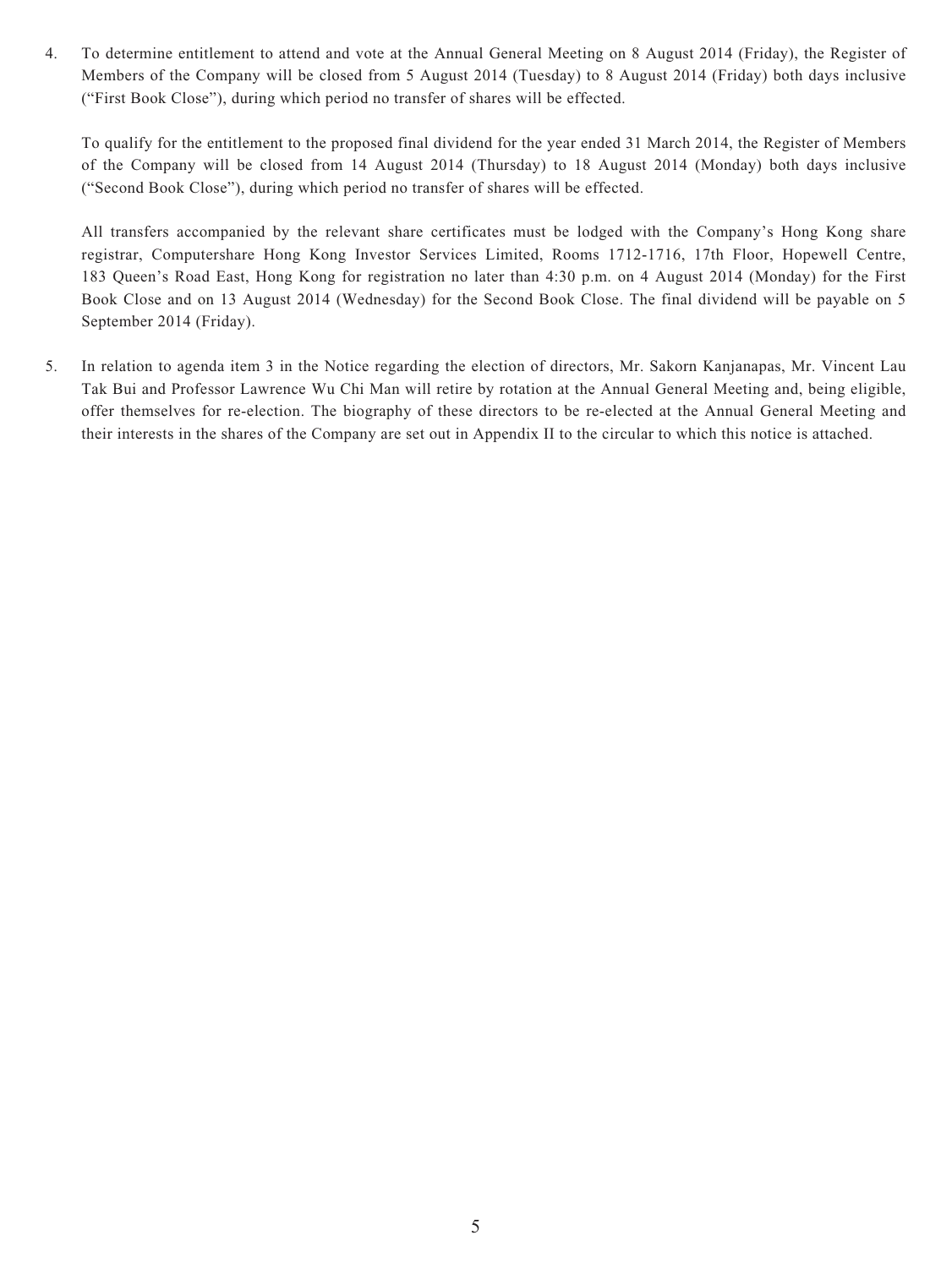4. To determine entitlement to attend and vote at the Annual General Meeting on 8 August 2014 (Friday), the Register of Members of the Company will be closed from 5 August 2014 (Tuesday) to 8 August 2014 (Friday) both days inclusive ("First Book Close"), during which period no transfer of shares will be effected.

   To qualify for the entitlement to the proposed final dividend for the year ended 31 March 2014, the Register of Members of the Company will be closed from 14 August 2014 (Thursday) to 18 August 2014 (Monday) both days inclusive ("Second Book Close"), during which period no transfer of shares will be effected.

   All transfers accompanied by the relevant share certificates must be lodged with the Company's Hong Kong share registrar, Computershare Hong Kong Investor Services Limited, Rooms 1712-1716, 17th Floor, Hopewell Centre, 183 Queen's Road East, Hong Kong for registration no later than 4:30 p.m. on 4 August 2014 (Monday) for the First Book Close and on 13 August 2014 (Wednesday) for the Second Book Close. The final dividend will be payable on 5 September 2014 (Friday).

5. In relation to agenda item 3 in the Notice regarding the election of directors, Mr. Sakorn Kanjanapas, Mr. Vincent Lau Tak Bui and Professor Lawrence Wu Chi Man will retire by rotation at the Annual General Meeting and, being eligible, offer themselves for re-election. The biography of these directors to be re-elected at the Annual General Meeting and their interests in the shares of the Company are set out in Appendix II to the circular to which this notice is attached.